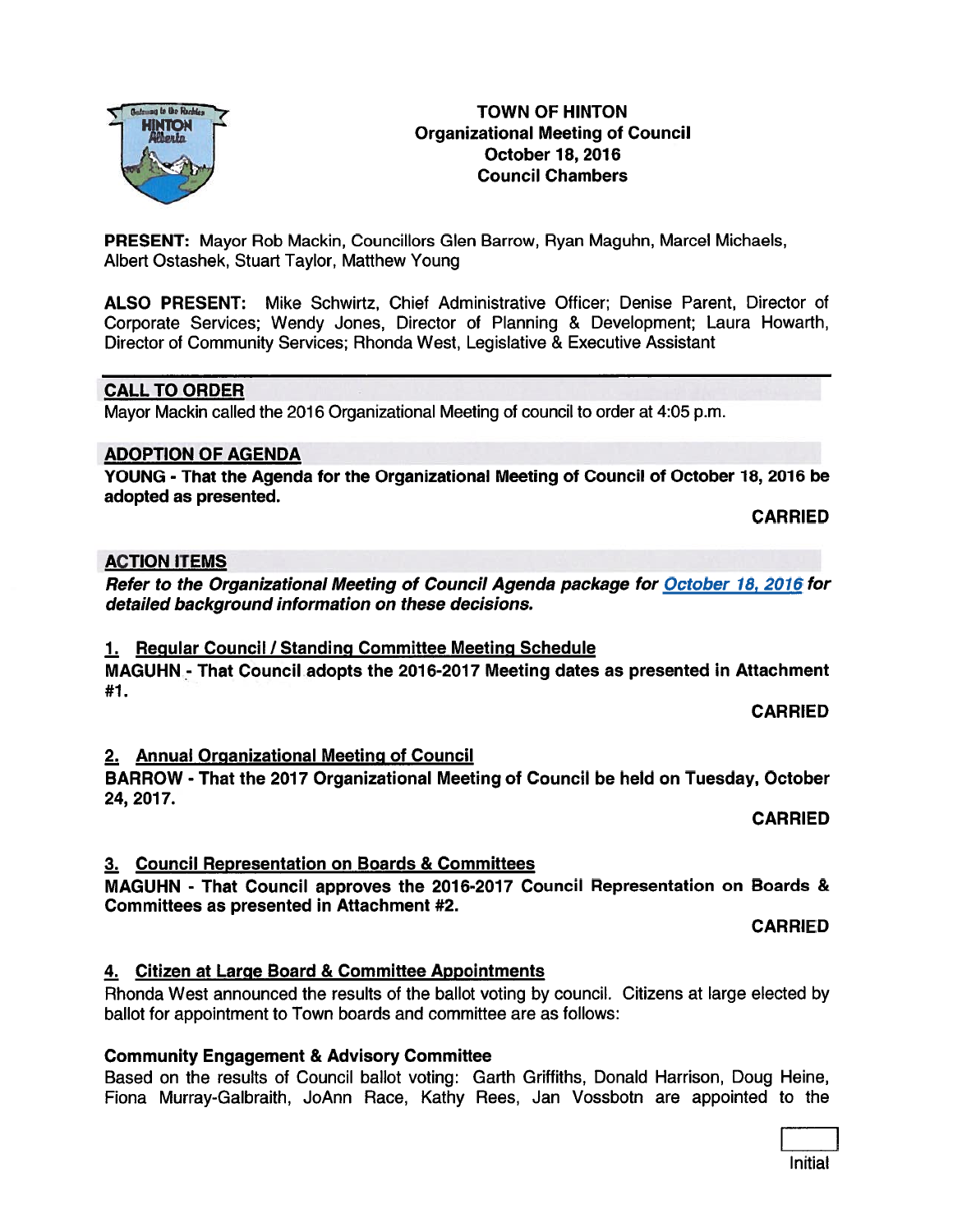# TOWN OF HINTON
## Organizational Meeting of Council
## October 18, 2016
## Council Chambers

**PRESENT:** Mayor Rob Mackin, Councillors Glen Barrow, Ryan Maguhn, Marcel Michaels, Albert Ostashek, Stuart Taylor, Matthew Young

**ALSO PRESENT:** Mike Schwirtz, Chief Administrative Officer; Denise Parent, Director of Corporate Services; Wendy Jones, Director of Planning & Development; Laura Howarth, Director of Community Services; Rhonda West, Legislative & Executive Assistant

---

## CALL TO ORDER

Mayor Mackin called the 2016 Organizational Meeting of council to order at 4:05 p.m.

## ADOPTION OF AGENDA

**YOUNG - That the Agenda for the Organizational Meeting of Council of October 18, 2016 be adopted as presented.**

**CARRIED**

## ACTION ITEMS

***Refer to the Organizational Meeting of Council Agenda package for October 18, 2016 for detailed background information on these decisions.***

### 1. Regular Council / Standing Committee Meeting Schedule

**MAGUHN - That Council adopts the 2016-2017 Meeting dates as presented in Attachment #1.**

**CARRIED**

### 2. Annual Organizational Meeting of Council

**BARROW - That the 2017 Organizational Meeting of Council be held on Tuesday, October 24, 2017.**

**CARRIED**

### 3. Council Representation on Boards & Committees

**MAGUHN - That Council approves the 2016-2017 Council Representation on Boards & Committees as presented in Attachment #2.**

**CARRIED**

### 4. Citizen at Large Board & Committee Appointments

Rhonda West announced the results of the ballot voting by council. Citizens at large elected by ballot for appointment to Town boards and committee are as follows:

**Community Engagement & Advisory Committee**

Based on the results of Council ballot voting: Garth Griffiths, Donald Harrison, Doug Heine, Fiona Murray-Galbraith, JoAnn Race, Kathy Rees, Jan Vossbotn are appointed to the

Initial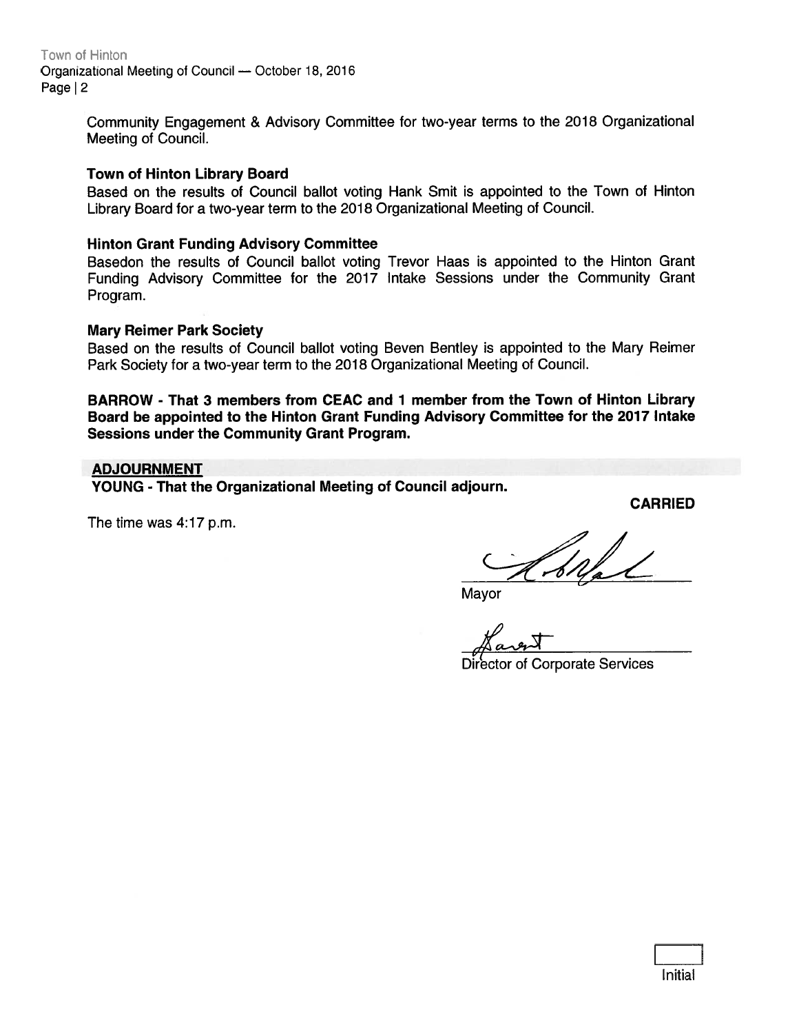Community Engagement & Advisory Committee for two-year terms to the 2018 Organizational Meeting of Council.

**Town of Hinton Library Board**

Based on the results of Council ballot voting Hank Smit is appointed to the Town of Hinton Library Board for a two-year term to the 2018 Organizational Meeting of Council.

**Hinton Grant Funding Advisory Committee**

Basedon the results of Council ballot voting Trevor Haas is appointed to the Hinton Grant Funding Advisory Committee for the 2017 Intake Sessions under the Community Grant Program.

**Mary Reimer Park Society**

Based on the results of Council ballot voting Beven Bentley is appointed to the Mary Reimer Park Society for a two-year term to the 2018 Organizational Meeting of Council.

**BARROW - That 3 members from CEAC and 1 member from the Town of Hinton Library Board be appointed to the Hinton Grant Funding Advisory Committee for the 2017 Intake Sessions under the Community Grant Program.**

## ADJOURNMENT

**YOUNG - That the Organizational Meeting of Council adjourn.**

**CARRIED**

The time was 4:17 p.m.

Mayor

Director of Corporate Services

Initial